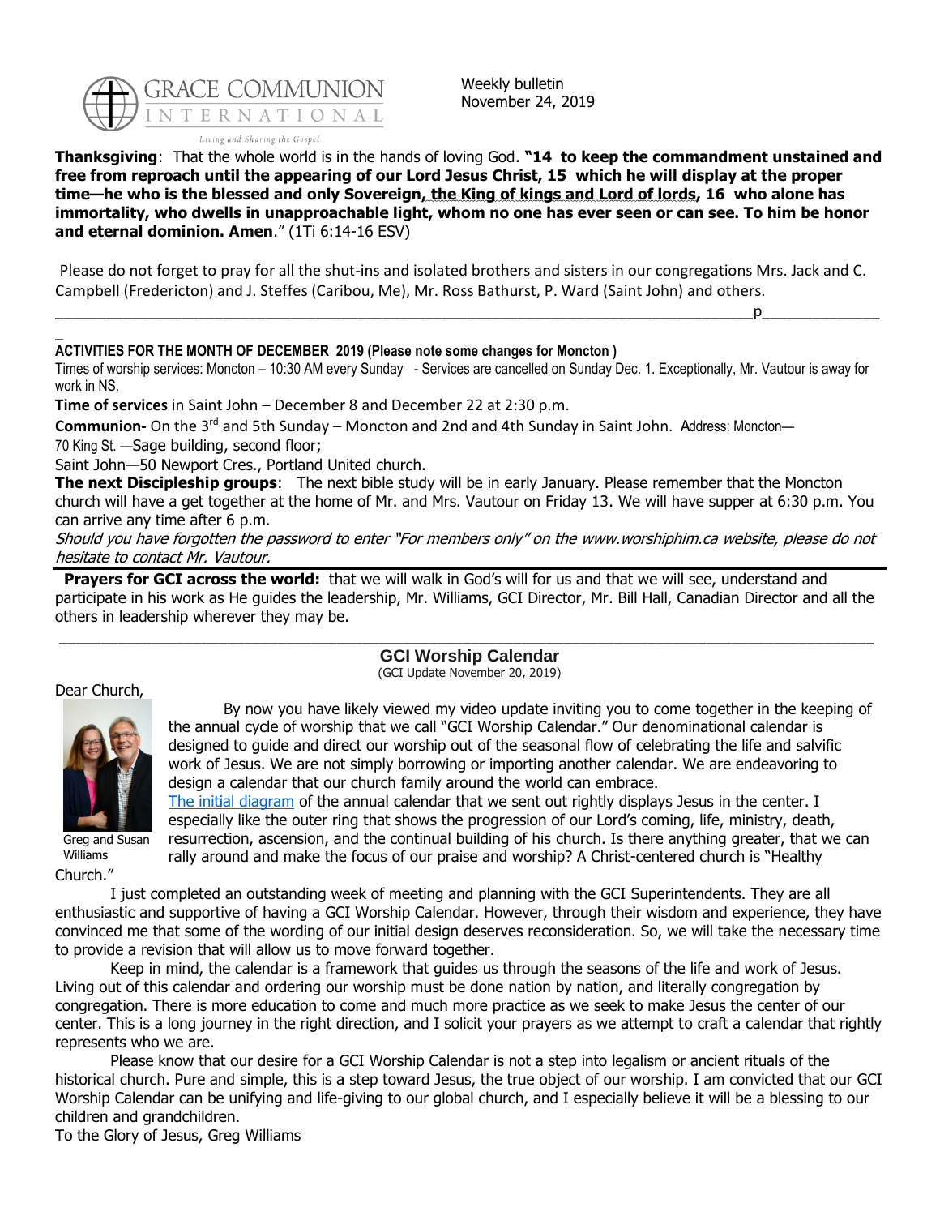Weekly bulletin
November 24, 2019

**Thanksgiving**: That the whole world is in the hands of loving God. **"14 to keep the commandment unstained and free from reproach until the appearing of our Lord Jesus Christ, 15 which he will display at the proper time—he who is the blessed and only Sovereign, the King of kings and Lord of lords, 16 who alone has immortality, who dwells in unapproachable light, whom no one has ever seen or can see. To him be honor and eternal dominion. Amen**." (1Ti 6:14-16 ESV)

Please do not forget to pray for all the shut-ins and isolated brothers and sisters in our congregations Mrs. Jack and C. Campbell (Fredericton) and J. Steffes (Caribou, Me), Mr. Ross Bathurst, P. Ward (Saint John) and others.

---

**ACTIVITIES FOR THE MONTH OF DECEMBER 2019 (Please note some changes for Moncton )**

Times of worship services: Moncton – 10:30 AM every Sunday - Services are cancelled on Sunday Dec. 1. Exceptionally, Mr. Vautour is away for work in NS.

**Time of services** in Saint John – December 8 and December 22 at 2:30 p.m.

**Communion-** On the 3rd and 5th Sunday – Moncton and 2nd and 4th Sunday in Saint John. Address: Moncton—70 King St. —Sage building, second floor;

Saint John—50 Newport Cres., Portland United church.

**The next Discipleship groups**: The next bible study will be in early January. Please remember that the Moncton church will have a get together at the home of Mr. and Mrs. Vautour on Friday 13. We will have supper at 6:30 p.m. You can arrive any time after 6 p.m.

*Should you have forgotten the password to enter "For members only" on the www.worshiphim.ca website, please do not hesitate to contact Mr. Vautour.*

---

**Prayers for GCI across the world:** that we will walk in God's will for us and that we will see, understand and participate in his work as He guides the leadership, Mr. Williams, GCI Director, Mr. Bill Hall, Canadian Director and all the others in leadership wherever they may be.

---

## GCI Worship Calendar

(GCI Update November 20, 2019)

Dear Church,

Greg and Susan Williams

By now you have likely viewed my video update inviting you to come together in the keeping of the annual cycle of worship that we call "GCI Worship Calendar." Our denominational calendar is designed to guide and direct our worship out of the seasonal flow of celebrating the life and salvific work of Jesus. We are not simply borrowing or importing another calendar. We are endeavoring to design a calendar that our church family around the world can embrace. The initial diagram of the annual calendar that we sent out rightly displays Jesus in the center. I especially like the outer ring that shows the progression of our Lord's coming, life, ministry, death, resurrection, ascension, and the continual building of his church. Is there anything greater, that we can rally around and make the focus of our praise and worship? A Christ-centered church is "Healthy Church."

I just completed an outstanding week of meeting and planning with the GCI Superintendents. They are all enthusiastic and supportive of having a GCI Worship Calendar. However, through their wisdom and experience, they have convinced me that some of the wording of our initial design deserves reconsideration. So, we will take the necessary time to provide a revision that will allow us to move forward together.

Keep in mind, the calendar is a framework that guides us through the seasons of the life and work of Jesus. Living out of this calendar and ordering our worship must be done nation by nation, and literally congregation by congregation. There is more education to come and much more practice as we seek to make Jesus the center of our center. This is a long journey in the right direction, and I solicit your prayers as we attempt to craft a calendar that rightly represents who we are.

Please know that our desire for a GCI Worship Calendar is not a step into legalism or ancient rituals of the historical church. Pure and simple, this is a step toward Jesus, the true object of our worship. I am convicted that our GCI Worship Calendar can be unifying and life-giving to our global church, and I especially believe it will be a blessing to our children and grandchildren.

To the Glory of Jesus, Greg Williams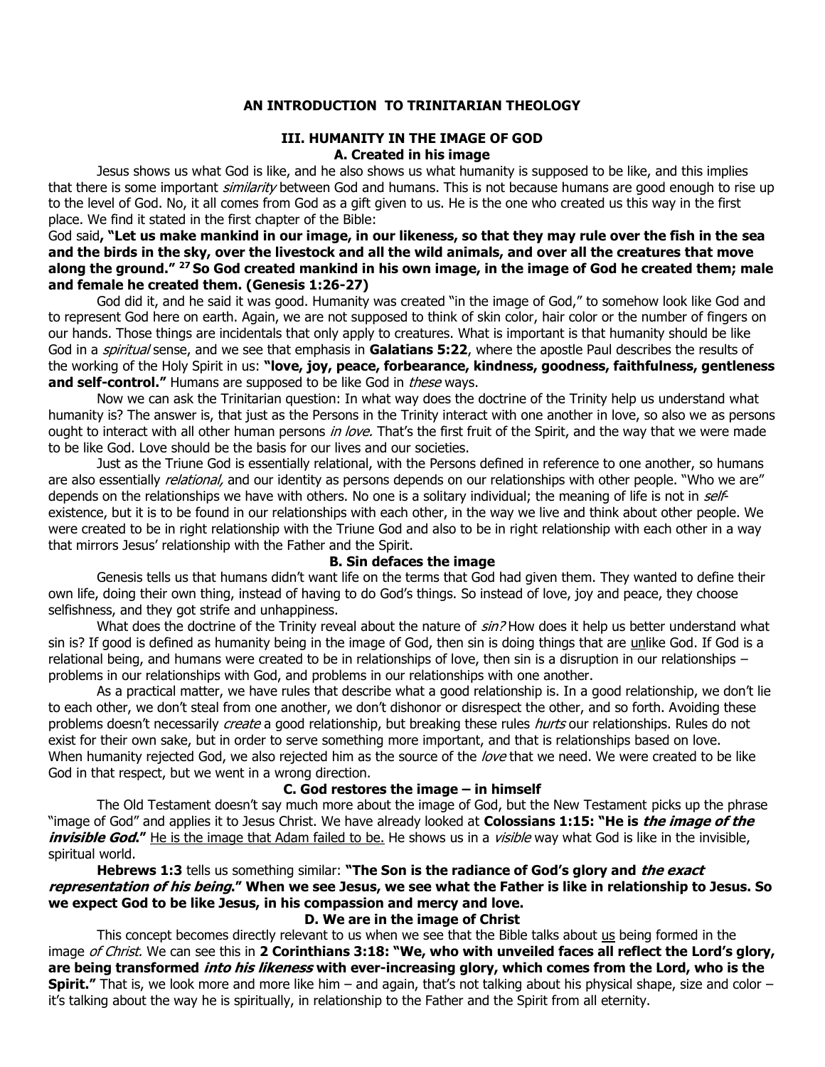## AN INTRODUCTION TO TRINITARIAN THEOLOGY

### III. HUMANITY IN THE IMAGE OF GOD

#### A. Created in his image

Jesus shows us what God is like, and he also shows us what humanity is supposed to be like, and this implies that there is some important *similarity* between God and humans. This is not because humans are good enough to rise up to the level of God. No, it all comes from God as a gift given to us. He is the one who created us this way in the first place. We find it stated in the first chapter of the Bible:

God said**, "Let us make mankind in our image, in our likeness, so that they may rule over the fish in the sea and the birds in the sky, over the livestock and all the wild animals, and over all the creatures that move along the ground."** [27] **So God created mankind in his own image, in the image of God he created them; male and female he created them. (Genesis 1:26-27)**

God did it, and he said it was good. Humanity was created "in the image of God," to somehow look like God and to represent God here on earth. Again, we are not supposed to think of skin color, hair color or the number of fingers on our hands. Those things are incidentals that only apply to creatures. What is important is that humanity should be like God in a *spiritual* sense, and we see that emphasis in **Galatians 5:22**, where the apostle Paul describes the results of the working of the Holy Spirit in us: **"love, joy, peace, forbearance, kindness, goodness, faithfulness, gentleness and self-control."** Humans are supposed to be like God in *these* ways.

Now we can ask the Trinitarian question: In what way does the doctrine of the Trinity help us understand what humanity is? The answer is, that just as the Persons in the Trinity interact with one another in love, so also we as persons ought to interact with all other human persons *in love.* That's the first fruit of the Spirit, and the way that we were made to be like God. Love should be the basis for our lives and our societies.

Just as the Triune God is essentially relational, with the Persons defined in reference to one another, so humans are also essentially *relational,* and our identity as persons depends on our relationships with other people. "Who we are" depends on the relationships we have with others. No one is a solitary individual; the meaning of life is not in *self*-existence, but it is to be found in our relationships with each other, in the way we live and think about other people. We were created to be in right relationship with the Triune God and also to be in right relationship with each other in a way that mirrors Jesus' relationship with the Father and the Spirit.

#### B. Sin defaces the image

Genesis tells us that humans didn't want life on the terms that God had given them. They wanted to define their own life, doing their own thing, instead of having to do God's things. So instead of love, joy and peace, they choose selfishness, and they got strife and unhappiness.

What does the doctrine of the Trinity reveal about the nature of *sin?* How does it help us better understand what sin is? If good is defined as humanity being in the image of God, then sin is doing things that are <u>un</u>like God. If God is a relational being, and humans were created to be in relationships of love, then sin is a disruption in our relationships – problems in our relationships with God, and problems in our relationships with one another.

As a practical matter, we have rules that describe what a good relationship is. In a good relationship, we don't lie to each other, we don't steal from one another, we don't dishonor or disrespect the other, and so forth. Avoiding these problems doesn't necessarily *create* a good relationship, but breaking these rules *hurts* our relationships. Rules do not exist for their own sake, but in order to serve something more important, and that is relationships based on love. When humanity rejected God, we also rejected him as the source of the *love* that we need. We were created to be like God in that respect, but we went in a wrong direction.

#### C. God restores the image – in himself

The Old Testament doesn't say much more about the image of God, but the New Testament picks up the phrase "image of God" and applies it to Jesus Christ. We have already looked at **Colossians 1:15: "He is *the image of the invisible God*."** <u>He is the image that Adam failed to be.</u> He shows us in a *visible* way what God is like in the invisible, spiritual world.

**Hebrews 1:3** tells us something similar: **"The Son is the radiance of God's glory and *the exact representation of his being*." When we see Jesus, we see what the Father is like in relationship to Jesus. So we expect God to be like Jesus, in his compassion and mercy and love.**

#### D. We are in the image of Christ

This concept becomes directly relevant to us when we see that the Bible talks about <u>us</u> being formed in the image *of Christ.* We can see this in **2 Corinthians 3:18: "We, who with unveiled faces all reflect the Lord's glory, are being transformed *into his likeness* with ever-increasing glory, which comes from the Lord, who is the Spirit."** That is, we look more and more like him – and again, that's not talking about his physical shape, size and color – it's talking about the way he is spiritually, in relationship to the Father and the Spirit from all eternity.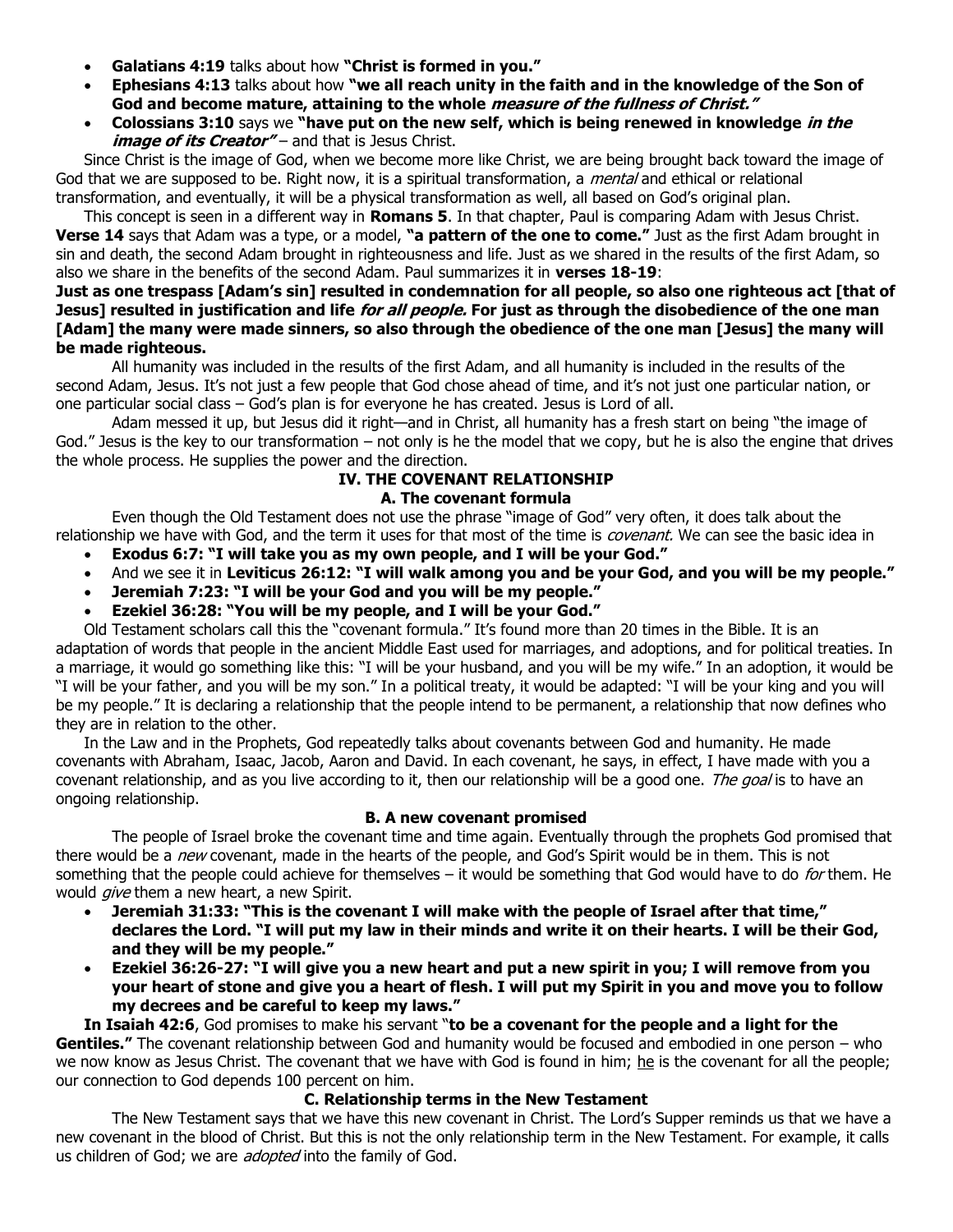- **Galatians 4:19** talks about how **"Christ is formed in you."**
- **Ephesians 4:13** talks about how **"we all reach unity in the faith and in the knowledge of the Son of God and become mature, attaining to the whole *measure of the fullness of Christ.*"**
- **Colossians 3:10** says we **"have put on the new self, which is being renewed in knowledge *in the image of its Creator*"** – and that is Jesus Christ.

Since Christ is the image of God, when we become more like Christ, we are being brought back toward the image of God that we are supposed to be. Right now, it is a spiritual transformation, a *mental* and ethical or relational transformation, and eventually, it will be a physical transformation as well, all based on God's original plan.

This concept is seen in a different way in **Romans 5**. In that chapter, Paul is comparing Adam with Jesus Christ. **Verse 14** says that Adam was a type, or a model, **"a pattern of the one to come."** Just as the first Adam brought in sin and death, the second Adam brought in righteousness and life. Just as we shared in the results of the first Adam, so also we share in the benefits of the second Adam. Paul summarizes it in **verses 18-19**:

**Just as one trespass [Adam's sin] resulted in condemnation for all people, so also one righteous act [that of Jesus] resulted in justification and life *for all people.* For just as through the disobedience of the one man [Adam] the many were made sinners, so also through the obedience of the one man [Jesus] the many will be made righteous.**

All humanity was included in the results of the first Adam, and all humanity is included in the results of the second Adam, Jesus. It's not just a few people that God chose ahead of time, and it's not just one particular nation, or one particular social class – God's plan is for everyone he has created. Jesus is Lord of all.

Adam messed it up, but Jesus did it right—and in Christ, all humanity has a fresh start on being "the image of God." Jesus is the key to our transformation – not only is he the model that we copy, but he is also the engine that drives the whole process. He supplies the power and the direction.

## IV. THE COVENANT RELATIONSHIP

### A. The covenant formula

Even though the Old Testament does not use the phrase "image of God" very often, it does talk about the relationship we have with God, and the term it uses for that most of the time is *covenant.* We can see the basic idea in

- **Exodus 6:7: "I will take you as my own people, and I will be your God."**
- And we see it in **Leviticus 26:12: "I will walk among you and be your God, and you will be my people."**
- **Jeremiah 7:23: "I will be your God and you will be my people."**
- **Ezekiel 36:28: "You will be my people, and I will be your God."**

Old Testament scholars call this the "covenant formula." It's found more than 20 times in the Bible. It is an adaptation of words that people in the ancient Middle East used for marriages, and adoptions, and for political treaties. In a marriage, it would go something like this: "I will be your husband, and you will be my wife." In an adoption, it would be "I will be your father, and you will be my son." In a political treaty, it would be adapted: "I will be your king and you will be my people." It is declaring a relationship that the people intend to be permanent, a relationship that now defines who they are in relation to the other.

In the Law and in the Prophets, God repeatedly talks about covenants between God and humanity. He made covenants with Abraham, Isaac, Jacob, Aaron and David. In each covenant, he says, in effect, I have made with you a covenant relationship, and as you live according to it, then our relationship will be a good one. *The goal* is to have an ongoing relationship.

### B. A new covenant promised

The people of Israel broke the covenant time and time again. Eventually through the prophets God promised that there would be a *new* covenant, made in the hearts of the people, and God's Spirit would be in them. This is not something that the people could achieve for themselves – it would be something that God would have to do *for* them. He would *give* them a new heart, a new Spirit.

- **Jeremiah 31:33: "This is the covenant I will make with the people of Israel after that time," declares the Lord. "I will put my law in their minds and write it on their hearts. I will be their God, and they will be my people."**
- **Ezekiel 36:26-27: "I will give you a new heart and put a new spirit in you; I will remove from you your heart of stone and give you a heart of flesh. I will put my Spirit in you and move you to follow my decrees and be careful to keep my laws."**

**In Isaiah 42:6**, God promises to make his servant "**to be a covenant for the people and a light for the Gentiles."** The covenant relationship between God and humanity would be focused and embodied in one person – who we now know as Jesus Christ. The covenant that we have with God is found in him; <u>he</u> is the covenant for all the people; our connection to God depends 100 percent on him.

### C. Relationship terms in the New Testament

The New Testament says that we have this new covenant in Christ. The Lord's Supper reminds us that we have a new covenant in the blood of Christ. But this is not the only relationship term in the New Testament. For example, it calls us children of God; we are *adopted* into the family of God.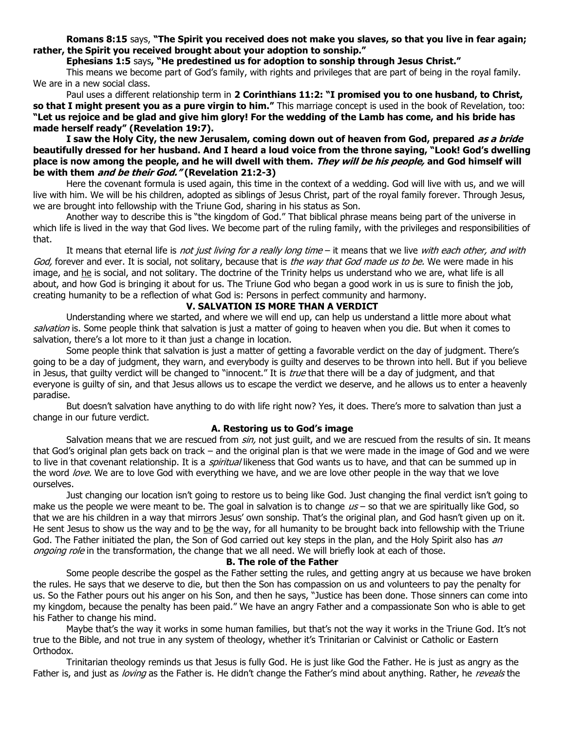**Romans 8:15** says, **"The Spirit you received does not make you slaves, so that you live in fear again; rather, the Spirit you received brought about your adoption to sonship."**

**Ephesians 1:5** says**, "He predestined us for adoption to sonship through Jesus Christ."**

This means we become part of God's family, with rights and privileges that are part of being in the royal family. We are in a new social class.

Paul uses a different relationship term in **2 Corinthians 11:2: "I promised you to one husband, to Christ, so that I might present you as a pure virgin to him."** This marriage concept is used in the book of Revelation, too: **"Let us rejoice and be glad and give him glory! For the wedding of the Lamb has come, and his bride has made herself ready" (Revelation 19:7).**

**I saw the Holy City, the new Jerusalem, coming down out of heaven from God, prepared *as a bride* beautifully dressed for her husband. And I heard a loud voice from the throne saying, "Look! God's dwelling place is now among the people, and he will dwell with them. *They will be his people,* and God himself will be with them *and be their God."* (Revelation 21:2-3)**

Here the covenant formula is used again, this time in the context of a wedding. God will live with us, and we will live with him. We will be his children, adopted as siblings of Jesus Christ, part of the royal family forever. Through Jesus, we are brought into fellowship with the Triune God, sharing in his status as Son.

Another way to describe this is "the kingdom of God." That biblical phrase means being part of the universe in which life is lived in the way that God lives. We become part of the ruling family, with the privileges and responsibilities of that.

It means that eternal life is *not just living for a really long time* – it means that we live *with each other, and with God,* forever and ever. It is social, not solitary, because that is *the way that God made us to be.* We were made in his image, and <u>he</u> is social, and not solitary. The doctrine of the Trinity helps us understand who we are, what life is all about, and how God is bringing it about for us. The Triune God who began a good work in us is sure to finish the job, creating humanity to be a reflection of what God is: Persons in perfect community and harmony.

## V. SALVATION IS MORE THAN A VERDICT

Understanding where we started, and where we will end up, can help us understand a little more about what *salvation* is. Some people think that salvation is just a matter of going to heaven when you die. But when it comes to salvation, there's a lot more to it than just a change in location.

Some people think that salvation is just a matter of getting a favorable verdict on the day of judgment. There's going to be a day of judgment, they warn, and everybody is guilty and deserves to be thrown into hell. But if you believe in Jesus, that guilty verdict will be changed to "innocent." It is *true* that there will be a day of judgment, and that everyone is guilty of sin, and that Jesus allows us to escape the verdict we deserve, and he allows us to enter a heavenly paradise.

But doesn't salvation have anything to do with life right now? Yes, it does. There's more to salvation than just a change in our future verdict.

### A. Restoring us to God's image

Salvation means that we are rescued from *sin,* not just guilt, and we are rescued from the results of sin. It means that God's original plan gets back on track – and the original plan is that we were made in the image of God and we were to live in that covenant relationship. It is a *spiritual* likeness that God wants us to have, and that can be summed up in the word *love.* We are to love God with everything we have, and we are love other people in the way that we love ourselves.

Just changing our location isn't going to restore us to being like God. Just changing the final verdict isn't going to make us the people we were meant to be. The goal in salvation is to change *us* – so that we are spiritually like God, so that we are his children in a way that mirrors Jesus' own sonship. That's the original plan, and God hasn't given up on it. He sent Jesus to show us the way and to <u>be</u> the way, for all humanity to be brought back into fellowship with the Triune God. The Father initiated the plan, the Son of God carried out key steps in the plan, and the Holy Spirit also has *an ongoing role* in the transformation, the change that we all need. We will briefly look at each of those.

### B. The role of the Father

Some people describe the gospel as the Father setting the rules, and getting angry at us because we have broken the rules. He says that we deserve to die, but then the Son has compassion on us and volunteers to pay the penalty for us. So the Father pours out his anger on his Son, and then he says, "Justice has been done. Those sinners can come into my kingdom, because the penalty has been paid." We have an angry Father and a compassionate Son who is able to get his Father to change his mind.

Maybe that's the way it works in some human families, but that's not the way it works in the Triune God. It's not true to the Bible, and not true in any system of theology, whether it's Trinitarian or Calvinist or Catholic or Eastern Orthodox.

Trinitarian theology reminds us that Jesus is fully God. He is just like God the Father. He is just as angry as the Father is, and just as *loving* as the Father is. He didn't change the Father's mind about anything. Rather, he *reveals* the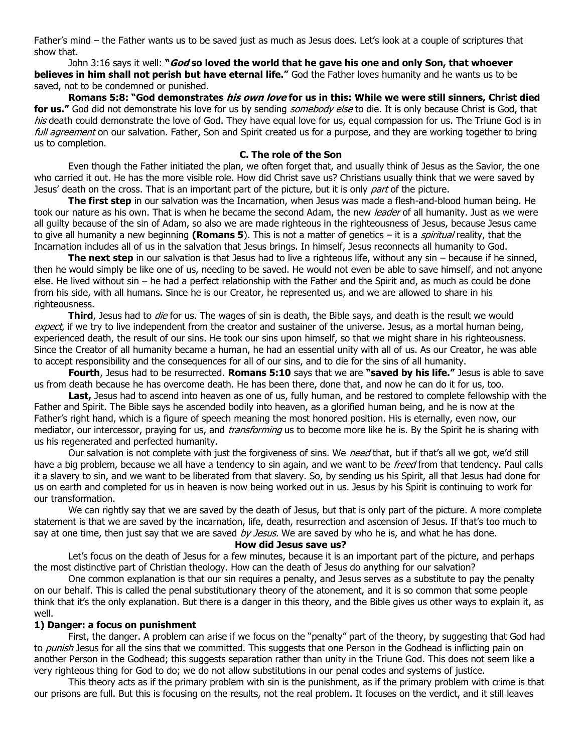Father's mind – the Father wants us to be saved just as much as Jesus does. Let's look at a couple of scriptures that show that.

John 3:16 says it well: **"*God* so loved the world that he gave his one and only Son, that whoever believes in him shall not perish but have eternal life."** God the Father loves humanity and he wants us to be saved, not to be condemned or punished.

**Romans 5:8: "God demonstrates *his own love* for us in this: While we were still sinners, Christ died for us."** God did not demonstrate his love for us by sending *somebody else* to die. It is only because Christ is God, that *his* death could demonstrate the love of God. They have equal love for us, equal compassion for us. The Triune God is in *full agreement* on our salvation. Father, Son and Spirit created us for a purpose, and they are working together to bring us to completion.

### C. The role of the Son

Even though the Father initiated the plan, we often forget that, and usually think of Jesus as the Savior, the one who carried it out. He has the more visible role. How did Christ save us? Christians usually think that we were saved by Jesus' death on the cross. That is an important part of the picture, but it is only *part* of the picture.

**The first step** in our salvation was the Incarnation, when Jesus was made a flesh-and-blood human being. He took our nature as his own. That is when he became the second Adam, the new *leader* of all humanity. Just as we were all guilty because of the sin of Adam, so also we are made righteous in the righteousness of Jesus, because Jesus came to give all humanity a new beginning **(Romans 5**). This is not a matter of genetics – it is a *spiritual* reality, that the Incarnation includes all of us in the salvation that Jesus brings. In himself, Jesus reconnects all humanity to God.

**The next step** in our salvation is that Jesus had to live a righteous life, without any sin – because if he sinned, then he would simply be like one of us, needing to be saved. He would not even be able to save himself, and not anyone else. He lived without sin – he had a perfect relationship with the Father and the Spirit and, as much as could be done from his side, with all humans. Since he is our Creator, he represented us, and we are allowed to share in his righteousness.

**Third**, Jesus had to *die* for us. The wages of sin is death, the Bible says, and death is the result we would *expect,* if we try to live independent from the creator and sustainer of the universe. Jesus, as a mortal human being, experienced death, the result of our sins. He took our sins upon himself, so that we might share in his righteousness. Since the Creator of all humanity became a human, he had an essential unity with all of us. As our Creator, he was able to accept responsibility and the consequences for all of our sins, and to die for the sins of all humanity.

**Fourth**, Jesus had to be resurrected. **Romans 5:10** says that we are **"saved by his life."** Jesus is able to save us from death because he has overcome death. He has been there, done that, and now he can do it for us, too.

**Last,** Jesus had to ascend into heaven as one of us, fully human, and be restored to complete fellowship with the Father and Spirit. The Bible says he ascended bodily into heaven, as a glorified human being, and he is now at the Father's right hand, which is a figure of speech meaning the most honored position. His is eternally, even now, our mediator, our intercessor, praying for us, and *transforming* us to become more like he is. By the Spirit he is sharing with us his regenerated and perfected humanity.

Our salvation is not complete with just the forgiveness of sins. We *need* that, but if that's all we got, we'd still have a big problem, because we all have a tendency to sin again, and we want to be *freed* from that tendency. Paul calls it a slavery to sin, and we want to be liberated from that slavery. So, by sending us his Spirit, all that Jesus had done for us on earth and completed for us in heaven is now being worked out in us. Jesus by his Spirit is continuing to work for our transformation.

We can rightly say that we are saved by the death of Jesus, but that is only part of the picture. A more complete statement is that we are saved by the incarnation, life, death, resurrection and ascension of Jesus. If that's too much to say at one time, then just say that we are saved *by Jesus.* We are saved by who he is, and what he has done.

### How did Jesus save us?

Let's focus on the death of Jesus for a few minutes, because it is an important part of the picture, and perhaps the most distinctive part of Christian theology. How can the death of Jesus do anything for our salvation?

One common explanation is that our sin requires a penalty, and Jesus serves as a substitute to pay the penalty on our behalf. This is called the penal substitutionary theory of the atonement, and it is so common that some people think that it's the only explanation. But there is a danger in this theory, and the Bible gives us other ways to explain it, as well.

#### 1) Danger: a focus on punishment

First, the danger. A problem can arise if we focus on the "penalty" part of the theory, by suggesting that God had to *punish* Jesus for all the sins that we committed. This suggests that one Person in the Godhead is inflicting pain on another Person in the Godhead; this suggests separation rather than unity in the Triune God. This does not seem like a very righteous thing for God to do; we do not allow substitutions in our penal codes and systems of justice.

This theory acts as if the primary problem with sin is the punishment, as if the primary problem with crime is that our prisons are full. But this is focusing on the results, not the real problem. It focuses on the verdict, and it still leaves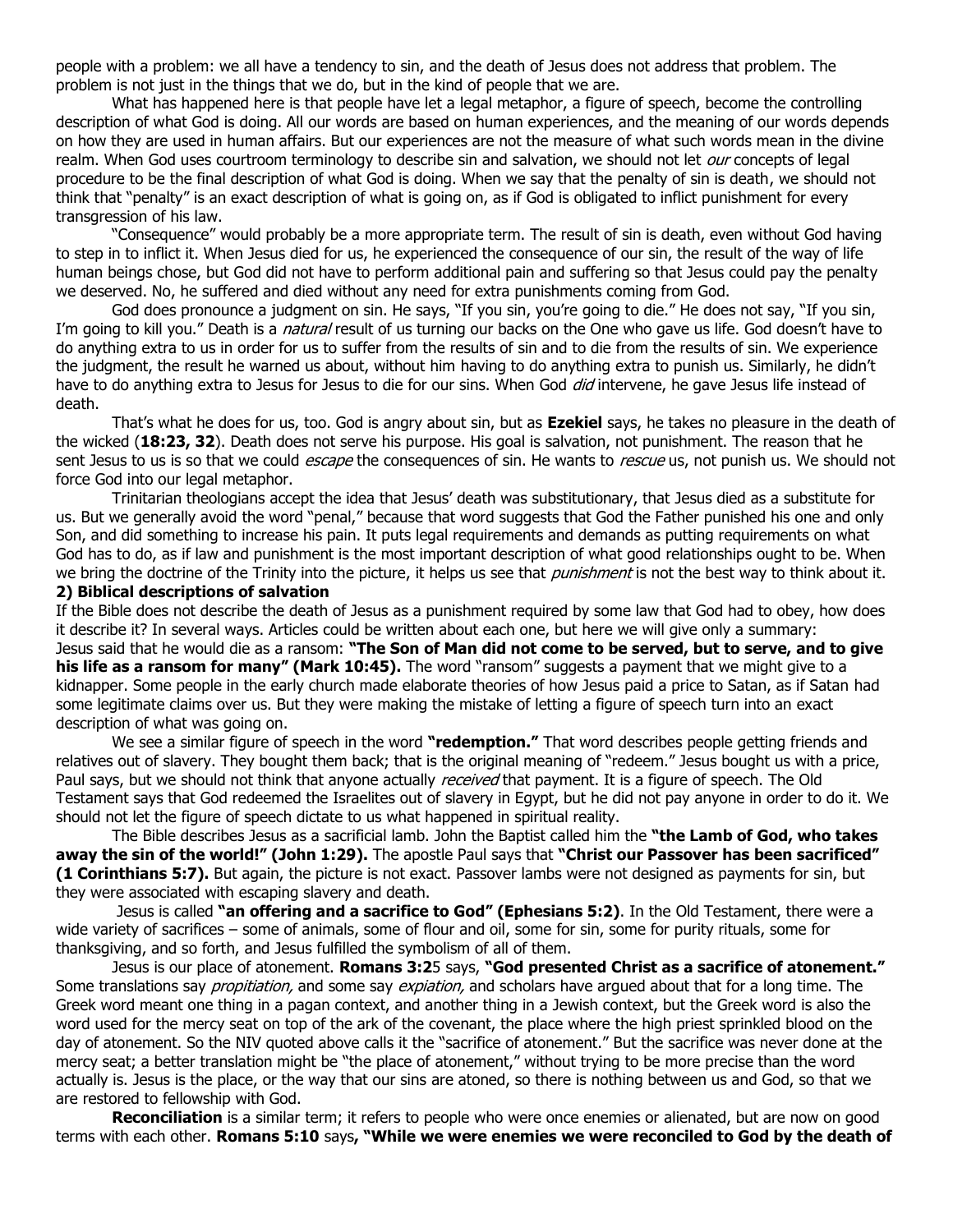people with a problem: we all have a tendency to sin, and the death of Jesus does not address that problem. The problem is not just in the things that we do, but in the kind of people that we are.

What has happened here is that people have let a legal metaphor, a figure of speech, become the controlling description of what God is doing. All our words are based on human experiences, and the meaning of our words depends on how they are used in human affairs. But our experiences are not the measure of what such words mean in the divine realm. When God uses courtroom terminology to describe sin and salvation, we should not let *our* concepts of legal procedure to be the final description of what God is doing. When we say that the penalty of sin is death, we should not think that "penalty" is an exact description of what is going on, as if God is obligated to inflict punishment for every transgression of his law.

"Consequence" would probably be a more appropriate term. The result of sin is death, even without God having to step in to inflict it. When Jesus died for us, he experienced the consequence of our sin, the result of the way of life human beings chose, but God did not have to perform additional pain and suffering so that Jesus could pay the penalty we deserved. No, he suffered and died without any need for extra punishments coming from God.

God does pronounce a judgment on sin. He says, "If you sin, you're going to die." He does not say, "If you sin, I'm going to kill you." Death is a *natural* result of us turning our backs on the One who gave us life. God doesn't have to do anything extra to us in order for us to suffer from the results of sin and to die from the results of sin. We experience the judgment, the result he warned us about, without him having to do anything extra to punish us. Similarly, he didn't have to do anything extra to Jesus for Jesus to die for our sins. When God *did* intervene, he gave Jesus life instead of death.

That's what he does for us, too. God is angry about sin, but as **Ezekiel** says, he takes no pleasure in the death of the wicked (**18:23, 32**). Death does not serve his purpose. His goal is salvation, not punishment. The reason that he sent Jesus to us is so that we could *escape* the consequences of sin. He wants to *rescue* us, not punish us. We should not force God into our legal metaphor.

Trinitarian theologians accept the idea that Jesus' death was substitutionary, that Jesus died as a substitute for us. But we generally avoid the word "penal," because that word suggests that God the Father punished his one and only Son, and did something to increase his pain. It puts legal requirements and demands as putting requirements on what God has to do, as if law and punishment is the most important description of what good relationships ought to be. When we bring the doctrine of the Trinity into the picture, it helps us see that *punishment* is not the best way to think about it.

**2) Biblical descriptions of salvation**

If the Bible does not describe the death of Jesus as a punishment required by some law that God had to obey, how does it describe it? In several ways. Articles could be written about each one, but here we will give only a summary:

Jesus said that he would die as a ransom: **"The Son of Man did not come to be served, but to serve, and to give his life as a ransom for many" (Mark 10:45).** The word "ransom" suggests a payment that we might give to a kidnapper. Some people in the early church made elaborate theories of how Jesus paid a price to Satan, as if Satan had some legitimate claims over us. But they were making the mistake of letting a figure of speech turn into an exact description of what was going on.

We see a similar figure of speech in the word **"redemption."** That word describes people getting friends and relatives out of slavery. They bought them back; that is the original meaning of "redeem." Jesus bought us with a price, Paul says, but we should not think that anyone actually *received* that payment. It is a figure of speech. The Old Testament says that God redeemed the Israelites out of slavery in Egypt, but he did not pay anyone in order to do it. We should not let the figure of speech dictate to us what happened in spiritual reality.

The Bible describes Jesus as a sacrificial lamb. John the Baptist called him the **"the Lamb of God, who takes away the sin of the world!" (John 1:29).** The apostle Paul says that **"Christ our Passover has been sacrificed" (1 Corinthians 5:7).** But again, the picture is not exact. Passover lambs were not designed as payments for sin, but they were associated with escaping slavery and death.

Jesus is called **"an offering and a sacrifice to God" (Ephesians 5:2)**. In the Old Testament, there were a wide variety of sacrifices – some of animals, some of flour and oil, some for sin, some for purity rituals, some for thanksgiving, and so forth, and Jesus fulfilled the symbolism of all of them.

Jesus is our place of atonement. **Romans 3:2**5 says, **"God presented Christ as a sacrifice of atonement."** Some translations say *propitiation,* and some say *expiation,* and scholars have argued about that for a long time. The Greek word meant one thing in a pagan context, and another thing in a Jewish context, but the Greek word is also the word used for the mercy seat on top of the ark of the covenant, the place where the high priest sprinkled blood on the day of atonement. So the NIV quoted above calls it the "sacrifice of atonement." But the sacrifice was never done at the mercy seat; a better translation might be "the place of atonement," without trying to be more precise than the word actually is. Jesus is the place, or the way that our sins are atoned, so there is nothing between us and God, so that we are restored to fellowship with God.

**Reconciliation** is a similar term; it refers to people who were once enemies or alienated, but are now on good terms with each other. **Romans 5:10** says**, "While we were enemies we were reconciled to God by the death of**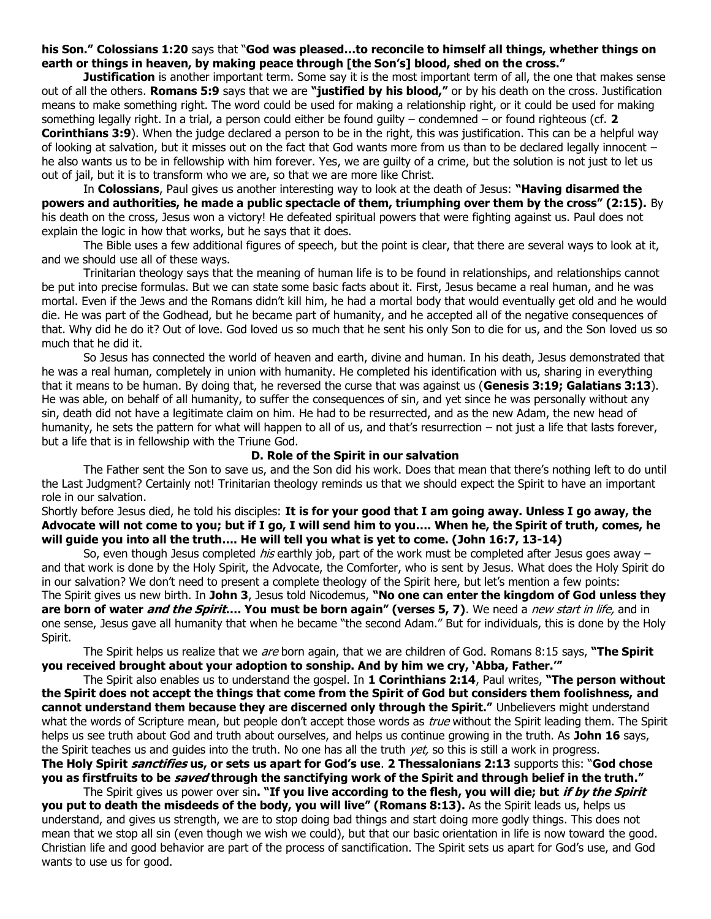**his Son." Colossians 1:20** says that "**God was pleased…to reconcile to himself all things, whether things on earth or things in heaven, by making peace through [the Son's] blood, shed on the cross."**

**Justification** is another important term. Some say it is the most important term of all, the one that makes sense out of all the others. **Romans 5:9** says that we are **"justified by his blood,"** or by his death on the cross. Justification means to make something right. The word could be used for making a relationship right, or it could be used for making something legally right. In a trial, a person could either be found guilty – condemned – or found righteous (cf. **2 Corinthians 3:9**). When the judge declared a person to be in the right, this was justification. This can be a helpful way of looking at salvation, but it misses out on the fact that God wants more from us than to be declared legally innocent – he also wants us to be in fellowship with him forever. Yes, we are guilty of a crime, but the solution is not just to let us out of jail, but it is to transform who we are, so that we are more like Christ.

In **Colossians**, Paul gives us another interesting way to look at the death of Jesus: **"Having disarmed the powers and authorities, he made a public spectacle of them, triumphing over them by the cross" (2:15).** By his death on the cross, Jesus won a victory! He defeated spiritual powers that were fighting against us. Paul does not explain the logic in how that works, but he says that it does.

The Bible uses a few additional figures of speech, but the point is clear, that there are several ways to look at it, and we should use all of these ways.

Trinitarian theology says that the meaning of human life is to be found in relationships, and relationships cannot be put into precise formulas. But we can state some basic facts about it. First, Jesus became a real human, and he was mortal. Even if the Jews and the Romans didn't kill him, he had a mortal body that would eventually get old and he would die. He was part of the Godhead, but he became part of humanity, and he accepted all of the negative consequences of that. Why did he do it? Out of love. God loved us so much that he sent his only Son to die for us, and the Son loved us so much that he did it.

So Jesus has connected the world of heaven and earth, divine and human. In his death, Jesus demonstrated that he was a real human, completely in union with humanity. He completed his identification with us, sharing in everything that it means to be human. By doing that, he reversed the curse that was against us (**Genesis 3:19; Galatians 3:13**). He was able, on behalf of all humanity, to suffer the consequences of sin, and yet since he was personally without any sin, death did not have a legitimate claim on him. He had to be resurrected, and as the new Adam, the new head of humanity, he sets the pattern for what will happen to all of us, and that's resurrection – not just a life that lasts forever, but a life that is in fellowship with the Triune God.

### D. Role of the Spirit in our salvation

The Father sent the Son to save us, and the Son did his work. Does that mean that there's nothing left to do until the Last Judgment? Certainly not! Trinitarian theology reminds us that we should expect the Spirit to have an important role in our salvation.

Shortly before Jesus died, he told his disciples: **It is for your good that I am going away. Unless I go away, the Advocate will not come to you; but if I go, I will send him to you…. When he, the Spirit of truth, comes, he will guide you into all the truth…. He will tell you what is yet to come. (John 16:7, 13-14)**

So, even though Jesus completed *his* earthly job, part of the work must be completed after Jesus goes away – and that work is done by the Holy Spirit, the Advocate, the Comforter, who is sent by Jesus. What does the Holy Spirit do in our salvation? We don't need to present a complete theology of the Spirit here, but let's mention a few points:

The Spirit gives us new birth. In **John 3**, Jesus told Nicodemus, **"No one can enter the kingdom of God unless they are born of water *and the Spirit*…. You must be born again" (verses 5, 7)**. We need a *new start in life,* and in one sense, Jesus gave all humanity that when he became "the second Adam." But for individuals, this is done by the Holy Spirit.

The Spirit helps us realize that we *are* born again, that we are children of God. Romans 8:15 says, **"The Spirit you received brought about your adoption to sonship. And by him we cry, 'Abba, Father.'"**

The Spirit also enables us to understand the gospel. In **1 Corinthians 2:14**, Paul writes, **"The person without the Spirit does not accept the things that come from the Spirit of God but considers them foolishness, and cannot understand them because they are discerned only through the Spirit."** Unbelievers might understand what the words of Scripture mean, but people don't accept those words as *true* without the Spirit leading them. The Spirit helps us see truth about God and truth about ourselves, and helps us continue growing in the truth. As **John 16** says, the Spirit teaches us and guides into the truth. No one has all the truth *yet,* so this is still a work in progress.

**The Holy Spirit *sanctifies* us, or sets us apart for God's use**. **2 Thessalonians 2:13** supports this: "**God chose you as firstfruits to be *saved* through the sanctifying work of the Spirit and through belief in the truth."**

The Spirit gives us power over sin**. "If you live according to the flesh, you will die; but *if by the Spirit* you put to death the misdeeds of the body, you will live" (Romans 8:13).** As the Spirit leads us, helps us understand, and gives us strength, we are to stop doing bad things and start doing more godly things. This does not mean that we stop all sin (even though we wish we could), but that our basic orientation in life is now toward the good. Christian life and good behavior are part of the process of sanctification. The Spirit sets us apart for God's use, and God wants to use us for good.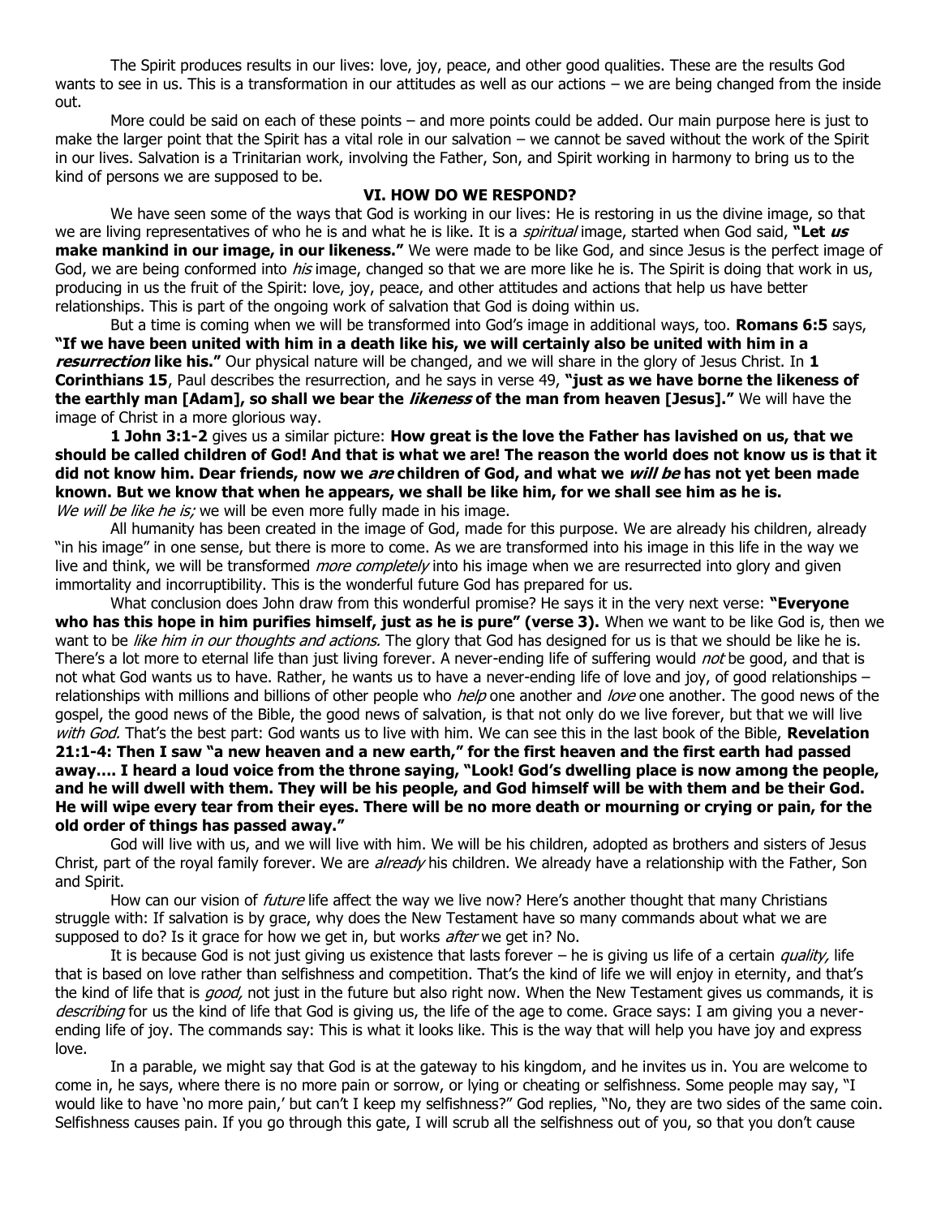The Spirit produces results in our lives: love, joy, peace, and other good qualities. These are the results God wants to see in us. This is a transformation in our attitudes as well as our actions – we are being changed from the inside out.

More could be said on each of these points – and more points could be added. Our main purpose here is just to make the larger point that the Spirit has a vital role in our salvation – we cannot be saved without the work of the Spirit in our lives. Salvation is a Trinitarian work, involving the Father, Son, and Spirit working in harmony to bring us to the kind of persons we are supposed to be.

## VI. HOW DO WE RESPOND?

We have seen some of the ways that God is working in our lives: He is restoring in us the divine image, so that we are living representatives of who he is and what he is like. It is a *spiritual* image, started when God said, **"Let *us* make mankind in our image, in our likeness."** We were made to be like God, and since Jesus is the perfect image of God, we are being conformed into *his* image, changed so that we are more like he is. The Spirit is doing that work in us, producing in us the fruit of the Spirit: love, joy, peace, and other attitudes and actions that help us have better relationships. This is part of the ongoing work of salvation that God is doing within us.

But a time is coming when we will be transformed into God's image in additional ways, too. **Romans 6:5** says, **"If we have been united with him in a death like his, we will certainly also be united with him in a *resurrection* like his."** Our physical nature will be changed, and we will share in the glory of Jesus Christ. In **1 Corinthians 15**, Paul describes the resurrection, and he says in verse 49, **"just as we have borne the likeness of the earthly man [Adam], so shall we bear the *likeness* of the man from heaven [Jesus]."** We will have the image of Christ in a more glorious way.

**1 John 3:1-2** gives us a similar picture: **How great is the love the Father has lavished on us, that we should be called children of God! And that is what we are! The reason the world does not know us is that it did not know him. Dear friends, now we *are* children of God, and what we *will be* has not yet been made known. But we know that when he appears, we shall be like him, for we shall see him as he is.**
*We will be like he is;* we will be even more fully made in his image.

All humanity has been created in the image of God, made for this purpose. We are already his children, already "in his image" in one sense, but there is more to come. As we are transformed into his image in this life in the way we live and think, we will be transformed *more completely* into his image when we are resurrected into glory and given immortality and incorruptibility. This is the wonderful future God has prepared for us.

What conclusion does John draw from this wonderful promise? He says it in the very next verse: **"Everyone who has this hope in him purifies himself, just as he is pure" (verse 3).** When we want to be like God is, then we want to be *like him in our thoughts and actions.* The glory that God has designed for us is that we should be like he is. There's a lot more to eternal life than just living forever. A never-ending life of suffering would *not* be good, and that is not what God wants us to have. Rather, he wants us to have a never-ending life of love and joy, of good relationships – relationships with millions and billions of other people who *help* one another and *love* one another. The good news of the gospel, the good news of the Bible, the good news of salvation, is that not only do we live forever, but that we will live *with God.* That's the best part: God wants us to live with him. We can see this in the last book of the Bible, **Revelation 21:1-4: Then I saw "a new heaven and a new earth," for the first heaven and the first earth had passed away…. I heard a loud voice from the throne saying, "Look! God's dwelling place is now among the people, and he will dwell with them. They will be his people, and God himself will be with them and be their God. He will wipe every tear from their eyes. There will be no more death or mourning or crying or pain, for the old order of things has passed away."**

God will live with us, and we will live with him. We will be his children, adopted as brothers and sisters of Jesus Christ, part of the royal family forever. We are *already* his children. We already have a relationship with the Father, Son and Spirit.

How can our vision of *future* life affect the way we live now? Here's another thought that many Christians struggle with: If salvation is by grace, why does the New Testament have so many commands about what we are supposed to do? Is it grace for how we get in, but works *after* we get in? No.

It is because God is not just giving us existence that lasts forever – he is giving us life of a certain *quality,* life that is based on love rather than selfishness and competition. That's the kind of life we will enjoy in eternity, and that's the kind of life that is *good,* not just in the future but also right now. When the New Testament gives us commands, it is *describing* for us the kind of life that God is giving us, the life of the age to come. Grace says: I am giving you a never-ending life of joy. The commands say: This is what it looks like. This is the way that will help you have joy and express love.

In a parable, we might say that God is at the gateway to his kingdom, and he invites us in. You are welcome to come in, he says, where there is no more pain or sorrow, or lying or cheating or selfishness. Some people may say, "I would like to have 'no more pain,' but can't I keep my selfishness?" God replies, "No, they are two sides of the same coin. Selfishness causes pain. If you go through this gate, I will scrub all the selfishness out of you, so that you don't cause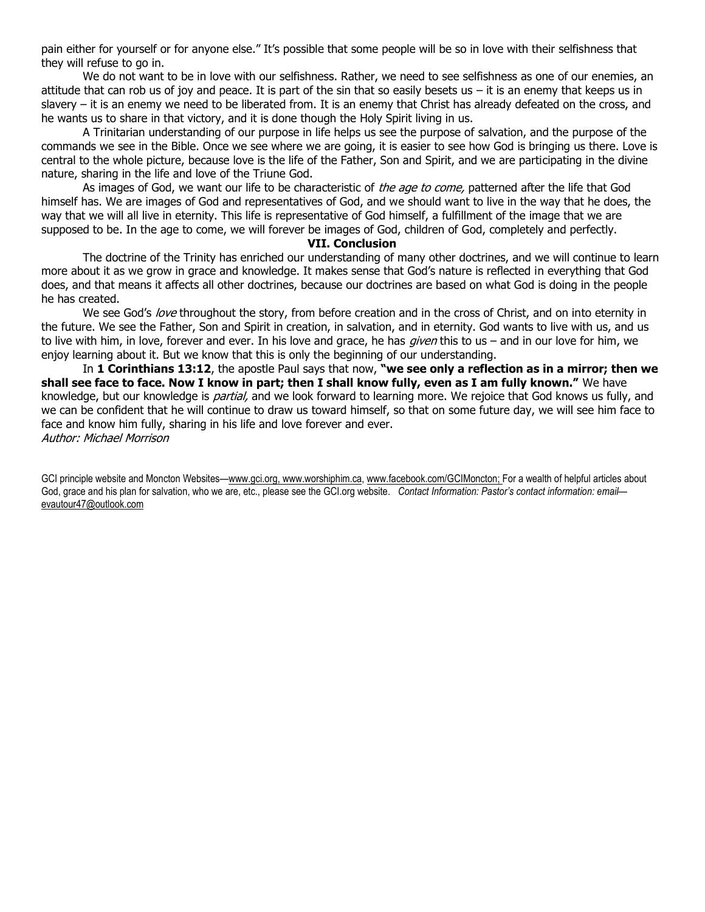pain either for yourself or for anyone else." It's possible that some people will be so in love with their selfishness that they will refuse to go in.

We do not want to be in love with our selfishness. Rather, we need to see selfishness as one of our enemies, an attitude that can rob us of joy and peace. It is part of the sin that so easily besets us – it is an enemy that keeps us in slavery – it is an enemy we need to be liberated from. It is an enemy that Christ has already defeated on the cross, and he wants us to share in that victory, and it is done though the Holy Spirit living in us.

A Trinitarian understanding of our purpose in life helps us see the purpose of salvation, and the purpose of the commands we see in the Bible. Once we see where we are going, it is easier to see how God is bringing us there. Love is central to the whole picture, because love is the life of the Father, Son and Spirit, and we are participating in the divine nature, sharing in the life and love of the Triune God.

As images of God, we want our life to be characteristic of *the age to come,* patterned after the life that God himself has. We are images of God and representatives of God, and we should want to live in the way that he does, the way that we will all live in eternity. This life is representative of God himself, a fulfillment of the image that we are supposed to be. In the age to come, we will forever be images of God, children of God, completely and perfectly.

**VII. Conclusion**

The doctrine of the Trinity has enriched our understanding of many other doctrines, and we will continue to learn more about it as we grow in grace and knowledge. It makes sense that God's nature is reflected in everything that God does, and that means it affects all other doctrines, because our doctrines are based on what God is doing in the people he has created.

We see God's *love* throughout the story, from before creation and in the cross of Christ, and on into eternity in the future. We see the Father, Son and Spirit in creation, in salvation, and in eternity. God wants to live with us, and us to live with him, in love, forever and ever. In his love and grace, he has *given* this to us – and in our love for him, we enjoy learning about it. But we know that this is only the beginning of our understanding.

In **1 Corinthians 13:12**, the apostle Paul says that now, **"we see only a reflection as in a mirror; then we shall see face to face. Now I know in part; then I shall know fully, even as I am fully known."** We have knowledge, but our knowledge is *partial,* and we look forward to learning more. We rejoice that God knows us fully, and we can be confident that he will continue to draw us toward himself, so that on some future day, we will see him face to face and know him fully, sharing in his life and love forever and ever.

*Author: Michael Morrison*

GCI principle website and Moncton Websites—www.gci.org, www.worshiphim.ca, www.facebook.com/GCIMoncton; For a wealth of helpful articles about God, grace and his plan for salvation, who we are, etc., please see the GCI.org website. *Contact Information: Pastor's contact information: email—* evautour47@outlook.com